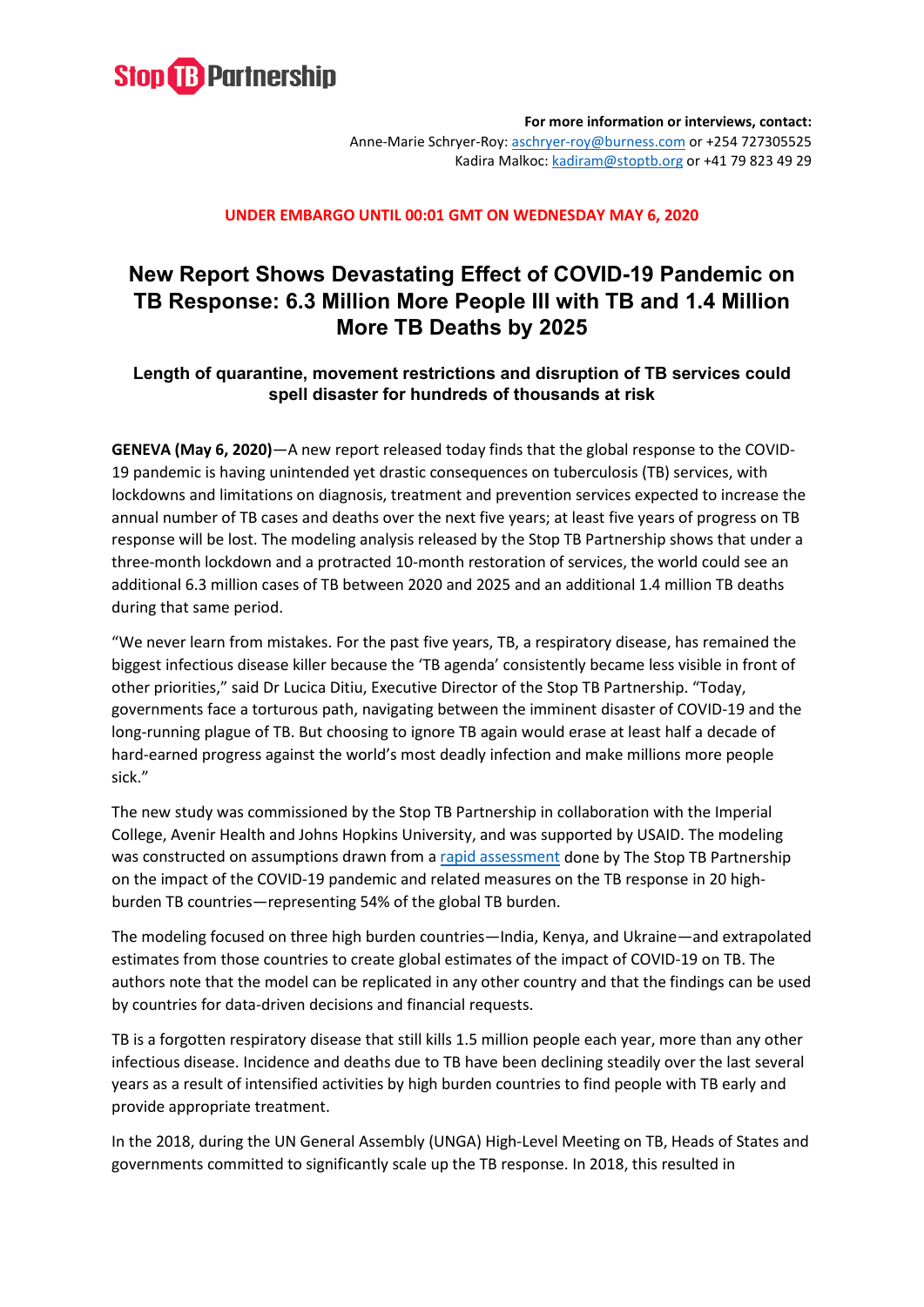**Stop TB Partnership**

**For more information or interviews, contact:**
Anne-Marie Schryer-Roy: [aschryer-roy@burness.com](mailto:aschryer-roy@burness.com) or +254 727305525
Kadira Malkoc: [kadiram@stoptb.org](mailto:kadiram@stoptb.org) or +41 79 823 49 29

**UNDER EMBARGO UNTIL 00:01 GMT ON WEDNESDAY MAY 6, 2020**

# New Report Shows Devastating Effect of COVID-19 Pandemic on TB Response: 6.3 Million More People Ill with TB and 1.4 Million More TB Deaths by 2025

### Length of quarantine, movement restrictions and disruption of TB services could spell disaster for hundreds of thousands at risk

**GENEVA (May 6, 2020)**—A new report released today finds that the global response to the COVID-19 pandemic is having unintended yet drastic consequences on tuberculosis (TB) services, with lockdowns and limitations on diagnosis, treatment and prevention services expected to increase the annual number of TB cases and deaths over the next five years; at least five years of progress on TB response will be lost. The modeling analysis released by the Stop TB Partnership shows that under a three-month lockdown and a protracted 10-month restoration of services, the world could see an additional 6.3 million cases of TB between 2020 and 2025 and an additional 1.4 million TB deaths during that same period.

"We never learn from mistakes. For the past five years, TB, a respiratory disease, has remained the biggest infectious disease killer because the 'TB agenda' consistently became less visible in front of other priorities," said Dr Lucica Ditiu, Executive Director of the Stop TB Partnership. "Today, governments face a torturous path, navigating between the imminent disaster of COVID-19 and the long-running plague of TB. But choosing to ignore TB again would erase at least half a decade of hard-earned progress against the world's most deadly infection and make millions more people sick."

The new study was commissioned by the Stop TB Partnership in collaboration with the Imperial College, Avenir Health and Johns Hopkins University, and was supported by USAID. The modeling was constructed on assumptions drawn from a rapid assessment done by The Stop TB Partnership on the impact of the COVID-19 pandemic and related measures on the TB response in 20 high-burden TB countries—representing 54% of the global TB burden.

The modeling focused on three high burden countries—India, Kenya, and Ukraine—and extrapolated estimates from those countries to create global estimates of the impact of COVID-19 on TB. The authors note that the model can be replicated in any other country and that the findings can be used by countries for data-driven decisions and financial requests.

TB is a forgotten respiratory disease that still kills 1.5 million people each year, more than any other infectious disease. Incidence and deaths due to TB have been declining steadily over the last several years as a result of intensified activities by high burden countries to find people with TB early and provide appropriate treatment.

In the 2018, during the UN General Assembly (UNGA) High-Level Meeting on TB, Heads of States and governments committed to significantly scale up the TB response. In 2018, this resulted in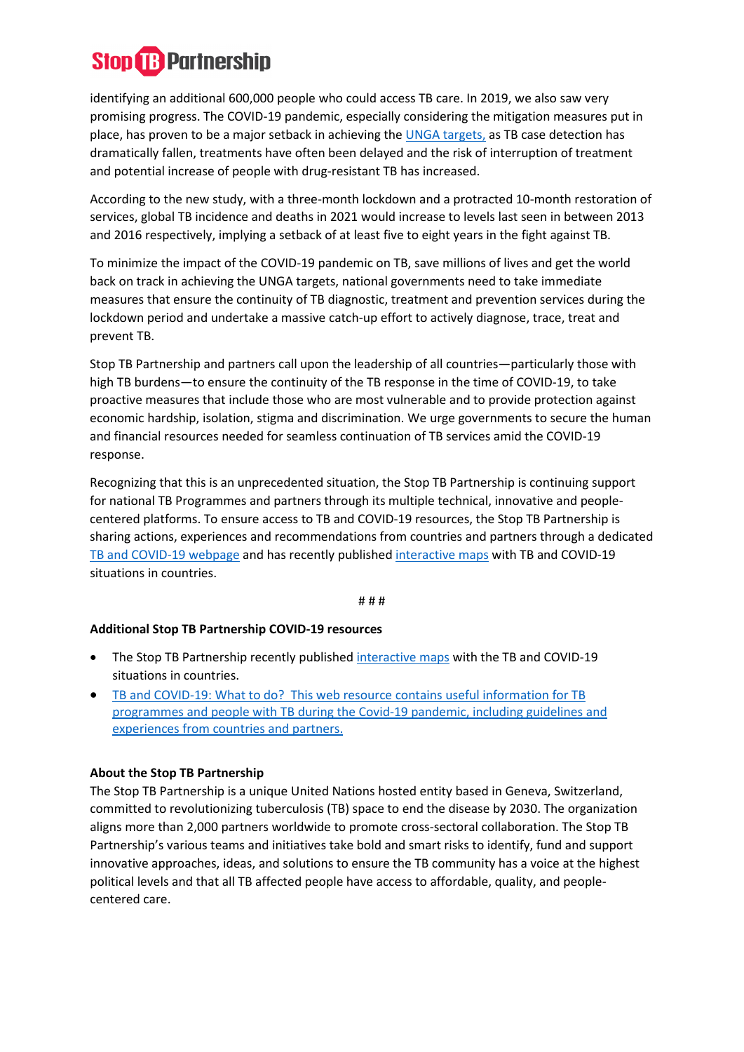identifying an additional 600,000 people who could access TB care. In 2019, we also saw very promising progress. The COVID-19 pandemic, especially considering the mitigation measures put in place, has proven to be a major setback in achieving the UNGA targets, as TB case detection has dramatically fallen, treatments have often been delayed and the risk of interruption of treatment and potential increase of people with drug-resistant TB has increased.

According to the new study, with a three-month lockdown and a protracted 10-month restoration of services, global TB incidence and deaths in 2021 would increase to levels last seen in between 2013 and 2016 respectively, implying a setback of at least five to eight years in the fight against TB.

To minimize the impact of the COVID-19 pandemic on TB, save millions of lives and get the world back on track in achieving the UNGA targets, national governments need to take immediate measures that ensure the continuity of TB diagnostic, treatment and prevention services during the lockdown period and undertake a massive catch-up effort to actively diagnose, trace, treat and prevent TB.

Stop TB Partnership and partners call upon the leadership of all countries—particularly those with high TB burdens—to ensure the continuity of the TB response in the time of COVID-19, to take proactive measures that include those who are most vulnerable and to provide protection against economic hardship, isolation, stigma and discrimination. We urge governments to secure the human and financial resources needed for seamless continuation of TB services amid the COVID-19 response.

Recognizing that this is an unprecedented situation, the Stop TB Partnership is continuing support for national TB Programmes and partners through its multiple technical, innovative and people-centered platforms. To ensure access to TB and COVID-19 resources, the Stop TB Partnership is sharing actions, experiences and recommendations from countries and partners through a dedicated TB and COVID-19 webpage and has recently published interactive maps with TB and COVID-19 situations in countries.

# # #

**Additional Stop TB Partnership COVID-19 resources**

- The Stop TB Partnership recently published interactive maps with the TB and COVID-19 situations in countries.
- TB and COVID-19: What to do? This web resource contains useful information for TB programmes and people with TB during the Covid-19 pandemic, including guidelines and experiences from countries and partners.

**About the Stop TB Partnership**

The Stop TB Partnership is a unique United Nations hosted entity based in Geneva, Switzerland, committed to revolutionizing tuberculosis (TB) space to end the disease by 2030. The organization aligns more than 2,000 partners worldwide to promote cross-sectoral collaboration. The Stop TB Partnership's various teams and initiatives take bold and smart risks to identify, fund and support innovative approaches, ideas, and solutions to ensure the TB community has a voice at the highest political levels and that all TB affected people have access to affordable, quality, and people-centered care.